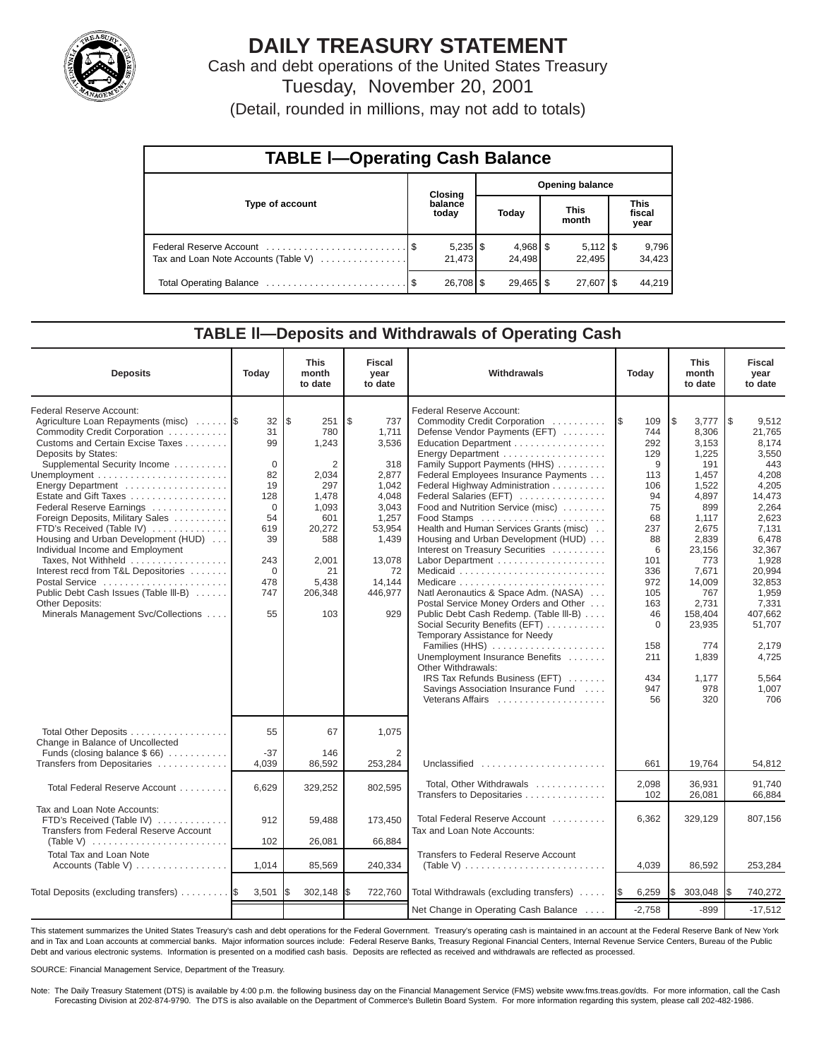# DAILY TREASURY STATEMENT

Cash and debt operations of the United States Treasury

Tuesday, November 20, 2001

(Detail, rounded in millions, may not add to totals)

## TABLE I—Operating Cash Balance

| Type of account | Closing balance today | Opening balance Today | Opening balance This month | Opening balance This fiscal year |
|---|---|---|---|---|
| Federal Reserve Account | $ 5,235 | $ 4,968 | $ 5,112 | $ 9,796 |
| Tax and Loan Note Accounts (Table V) | 21,473 | 24,498 | 22,495 | 34,423 |
| Total Operating Balance | $ 26,708 | $ 29,465 | $ 27,607 | $ 44,219 |

## TABLE II—Deposits and Withdrawals of Operating Cash

| Deposits | Today | This month to date | Fiscal year to date |
|---|---|---|---|
| Federal Reserve Account: | | | |
| Agriculture Loan Repayments (misc) | $ 32 | $ 251 | $ 737 |
| Commodity Credit Corporation | 31 | 780 | 1,711 |
| Customs and Certain Excise Taxes | 99 | 1,243 | 3,536 |
| Deposits by States: | | | |
| Supplemental Security Income | 0 | 2 | 318 |
| Unemployment | 82 | 2,034 | 2,877 |
| Energy Department | 19 | 297 | 1,042 |
| Estate and Gift Taxes | 128 | 1,478 | 4,048 |
| Federal Reserve Earnings | 0 | 1,093 | 3,043 |
| Foreign Deposits, Military Sales | 54 | 601 | 1,257 |
| FTD's Received (Table IV) | 619 | 20,272 | 53,954 |
| Housing and Urban Development (HUD) | 39 | 588 | 1,439 |
| Individual Income and Employment Taxes, Not Withheld | 243 | 2,001 | 13,078 |
| Interest recd from T&L Depositories | 0 | 21 | 72 |
| Postal Service | 478 | 5,438 | 14,144 |
| Public Debt Cash Issues (Table III-B) | 747 | 206,348 | 446,977 |
| Other Deposits: | | | |
| Minerals Management Svc/Collections | 55 | 103 | 929 |
| Total Other Deposits | 55 | 67 | 1,075 |
| Change in Balance of Uncollected Funds (closing balance $ 66) | -37 | 146 | 2 |
| Transfers from Depositaries | 4,039 | 86,592 | 253,284 |
| Total Federal Reserve Account | 6,629 | 329,252 | 802,595 |
| Tax and Loan Note Accounts: | | | |
| FTD's Received (Table IV) | 912 | 59,488 | 173,450 |
| Transfers from Federal Reserve Account (Table V) | 102 | 26,081 | 66,884 |
| Total Tax and Loan Note Accounts (Table V) | 1,014 | 85,569 | 240,334 |
| Total Deposits (excluding transfers) | $ 3,501 | $ 302,148 | $ 722,760 |

| Withdrawals | Today | This month to date | Fiscal year to date |
|---|---|---|---|
| Federal Reserve Account: | | | |
| Commodity Credit Corporation | $ 109 | $ 3,777 | $ 9,512 |
| Defense Vendor Payments (EFT) | 744 | 8,306 | 21,765 |
| Education Department | 292 | 3,153 | 8,174 |
| Energy Department | 129 | 1,225 | 3,550 |
| Family Support Payments (HHS) | 9 | 191 | 443 |
| Federal Employees Insurance Payments | 113 | 1,457 | 4,208 |
| Federal Highway Administration | 106 | 1,522 | 4,205 |
| Federal Salaries (EFT) | 94 | 4,897 | 14,473 |
| Food and Nutrition Service (misc) | 75 | 899 | 2,264 |
| Food Stamps | 68 | 1,117 | 2,623 |
| Health and Human Services Grants (misc) | 237 | 2,675 | 7,131 |
| Housing and Urban Development (HUD) | 88 | 2,839 | 6,478 |
| Interest on Treasury Securities | 6 | 23,156 | 32,367 |
| Labor Department | 101 | 773 | 1,928 |
| Medicaid | 336 | 7,671 | 20,994 |
| Medicare | 972 | 14,009 | 32,853 |
| Natl Aeronautics & Space Adm. (NASA) | 105 | 767 | 1,959 |
| Postal Service Money Orders and Other | 163 | 2,731 | 7,331 |
| Public Debt Cash Redemp. (Table III-B) | 46 | 158,404 | 407,662 |
| Social Security Benefits (EFT) | 0 | 23,935 | 51,707 |
| Temporary Assistance for Needy Families (HHS) | 158 | 774 | 2,179 |
| Unemployment Insurance Benefits | 211 | 1,839 | 4,725 |
| Other Withdrawals: | | | |
| IRS Tax Refunds Business (EFT) | 434 | 1,177 | 5,564 |
| Savings Association Insurance Fund | 947 | 978 | 1,007 |
| Veterans Affairs | 56 | 320 | 706 |
| Unclassified | 661 | 19,764 | 54,812 |
| Total, Other Withdrawals | 2,098 | 36,931 | 91,740 |
| Transfers to Depositaries | 102 | 26,081 | 66,884 |
| Total Federal Reserve Account | 6,362 | 329,129 | 807,156 |
| Tax and Loan Note Accounts: | | | |
| Transfers to Federal Reserve Account (Table V) | 4,039 | 86,592 | 253,284 |
| Total Withdrawals (excluding transfers) | $ 6,259 | $ 303,048 | $ 740,272 |
| Net Change in Operating Cash Balance | -2,758 | -899 | -17,512 |

This statement summarizes the United States Treasury's cash and debt operations for the Federal Government. Treasury's operating cash is maintained in an account at the Federal Reserve Bank of New York and in Tax and Loan accounts at commercial banks. Major information sources include: Federal Reserve Banks, Treasury Regional Financial Centers, Internal Revenue Service Centers, Bureau of the Public Debt and various electronic systems. Information is presented on a modified cash basis. Deposits are reflected as received and withdrawals are reflected as processed.

SOURCE: Financial Management Service, Department of the Treasury.

Note: The Daily Treasury Statement (DTS) is available by 4:00 p.m. the following business day on the Financial Management Service (FMS) website www.fms.treas.gov/dts. For more information, call the Cash Forecasting Division at 202-874-9790. The DTS is also available on the Department of Commerce's Bulletin Board System. For more information regarding this system, please call 202-482-1986.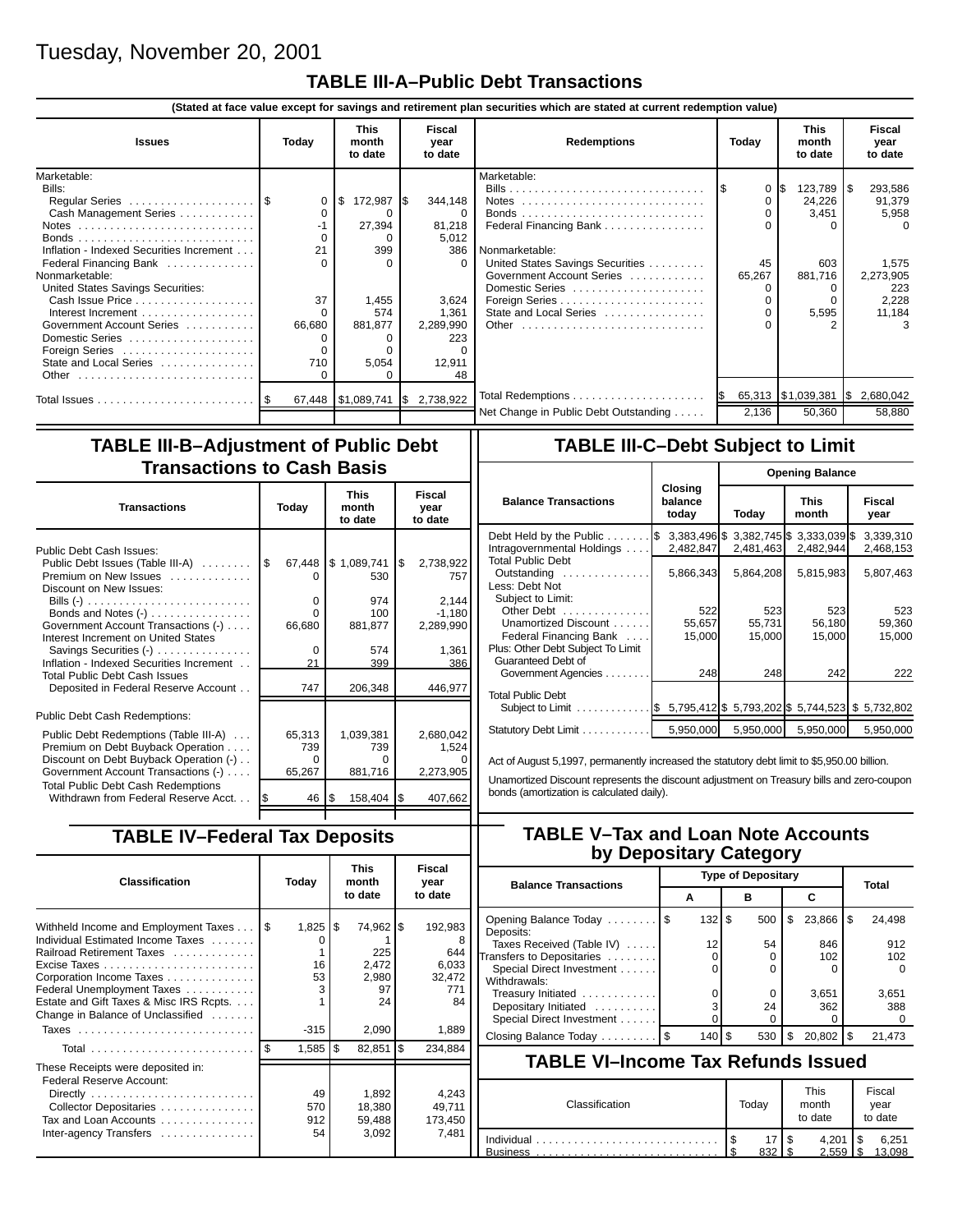Tuesday, November 20, 2001

## TABLE III-A–Public Debt Transactions

(Stated at face value except for savings and retirement plan securities which are stated at current redemption value)

| Issues | Today | This month to date | Fiscal year to date |
|---|---|---|---|
| Marketable: | | | |
| Bills: | | | |
| Regular Series | $ 0 | $ 172,987 | $ 344,148 |
| Cash Management Series | 0 | 0 | 0 |
| Notes | -1 | 27,394 | 81,218 |
| Bonds | 0 | 0 | 5,012 |
| Inflation - Indexed Securities Increment | 21 | 399 | 386 |
| Federal Financing Bank | 0 | 0 | 0 |
| Nonmarketable: | | | |
| United States Savings Securities: | | | |
| Cash Issue Price | 37 | 1,455 | 3,624 |
| Interest Increment | 0 | 574 | 1,361 |
| Government Account Series | 66,680 | 881,877 | 2,289,990 |
| Domestic Series | 0 | 0 | 223 |
| Foreign Series | 0 | 0 | 0 |
| State and Local Series | 710 | 5,054 | 12,911 |
| Other | 0 | 0 | 48 |
| Total Issues | $ 67,448 | $1,089,741 | $ 2,738,922 |

| Redemptions | Today | This month to date | Fiscal year to date |
|---|---|---|---|
| Marketable: | | | |
| Bills | $ 0 | $ 123,789 | $ 293,586 |
| Notes | 0 | 24,226 | 91,379 |
| Bonds | 0 | 3,451 | 5,958 |
| Federal Financing Bank | 0 | 0 | 0 |
| Nonmarketable: | | | |
| United States Savings Securities | 45 | 603 | 1,575 |
| Government Account Series | 65,267 | 881,716 | 2,273,905 |
| Domestic Series | 0 | 0 | 223 |
| Foreign Series | 0 | 0 | 2,228 |
| State and Local Series | 0 | 5,595 | 11,184 |
| Other | 0 | 2 | 3 |
| Total Redemptions | $ 65,313 | $1,039,381 | $ 2,680,042 |
| Net Change in Public Debt Outstanding | 2,136 | 50,360 | 58,880 |

## TABLE III-B–Adjustment of Public Debt Transactions to Cash Basis

| Transactions | Today | This month to date | Fiscal year to date |
|---|---|---|---|
| Public Debt Cash Issues: | | | |
| Public Debt Issues (Table III-A) | $ 67,448 | $ 1,089,741 | $ 2,738,922 |
| Premium on New Issues | 0 | 530 | 757 |
| Discount on New Issues: | | | |
| Bills (-) | 0 | 974 | 2,144 |
| Bonds and Notes (-) | 0 | 100 | -1,180 |
| Government Account Transactions (-) | 66,680 | 881,877 | 2,289,990 |
| Interest Increment on United States Savings Securities (-) | 0 | 574 | 1,361 |
| Inflation - Indexed Securities Increment | 21 | 399 | 386 |
| Total Public Debt Cash Issues Deposited in Federal Reserve Account | 747 | 206,348 | 446,977 |
| Public Debt Cash Redemptions: | | | |
| Public Debt Redemptions (Table III-A) | 65,313 | 1,039,381 | 2,680,042 |
| Premium on Debt Buyback Operation | 739 | 739 | 1,524 |
| Discount on Debt Buyback Operation (-) | 0 | 0 | 0 |
| Government Account Transactions (-) | 65,267 | 881,716 | 2,273,905 |
| Total Public Debt Cash Redemptions Withdrawn from Federal Reserve Acct. | $ 46 | $ 158,404 | $ 407,662 |

## TABLE III-C–Debt Subject to Limit

| Balance Transactions | Closing balance today | Opening Balance Today | Opening Balance This month | Opening Balance Fiscal year |
|---|---|---|---|---|
| Debt Held by the Public | $ 3,383,496 | $ 3,382,745 | $ 3,333,039 | $ 3,339,310 |
| Intragovernmental Holdings | 2,482,847 | 2,481,463 | 2,482,944 | 2,468,153 |
| Total Public Debt Outstanding | 5,866,343 | 5,864,208 | 5,815,983 | 5,807,463 |
| Less: Debt Not Subject to Limit: | | | | |
| Other Debt | 522 | 523 | 523 | 523 |
| Unamortized Discount | 55,657 | 55,731 | 56,180 | 59,360 |
| Federal Financing Bank | 15,000 | 15,000 | 15,000 | 15,000 |
| Plus: Other Debt Subject To Limit Guaranteed Debt of Government Agencies | 248 | 248 | 242 | 222 |
| Total Public Debt Subject to Limit | $ 5,795,412 | $ 5,793,202 | $ 5,744,523 | $ 5,732,802 |
| Statutory Debt Limit | 5,950,000 | 5,950,000 | 5,950,000 | 5,950,000 |

Act of August 5,1997, permanently increased the statutory debt limit to $5,950.00 billion.

Unamortized Discount represents the discount adjustment on Treasury bills and zero-coupon bonds (amortization is calculated daily).

## TABLE IV–Federal Tax Deposits

| Classification | Today | This month to date | Fiscal year to date |
|---|---|---|---|
| Withheld Income and Employment Taxes | $ 1,825 | $ 74,962 | $ 192,983 |
| Individual Estimated Income Taxes | 0 | 1 | 8 |
| Railroad Retirement Taxes | 1 | 225 | 644 |
| Excise Taxes | 16 | 2,472 | 6,033 |
| Corporation Income Taxes | 53 | 2,980 | 32,472 |
| Federal Unemployment Taxes | 3 | 97 | 771 |
| Estate and Gift Taxes & Misc IRS Rcpts. | 1 | 24 | 84 |
| Change in Balance of Unclassified Taxes | -315 | 2,090 | 1,889 |
| Total | $ 1,585 | $ 82,851 | $ 234,884 |
| These Receipts were deposited in: | | | |
| Federal Reserve Account: | | | |
| Directly | 49 | 1,892 | 4,243 |
| Collector Depositaries | 570 | 18,380 | 49,711 |
| Tax and Loan Accounts | 912 | 59,488 | 173,450 |
| Inter-agency Transfers | 54 | 3,092 | 7,481 |

## TABLE V–Tax and Loan Note Accounts by Depositary Category

| Balance Transactions | Type of Depositary A | Type of Depositary B | Type of Depositary C | Total |
|---|---|---|---|---|
| Opening Balance Today | $ 132 | $ 500 | $ 23,866 | $ 24,498 |
| Deposits: | | | | |
| Taxes Received (Table IV) | 12 | 54 | 846 | 912 |
| Transfers to Depositaries | 0 | 0 | 102 | 102 |
| Special Direct Investment | 0 | 0 | 0 | 0 |
| Withdrawals: | | | | |
| Treasury Initiated | 0 | 0 | 3,651 | 3,651 |
| Depositary Initiated | 3 | 24 | 362 | 388 |
| Special Direct Investment | 0 | 0 | 0 | 0 |
| Closing Balance Today | $ 140 | $ 530 | $ 20,802 | $ 21,473 |

## TABLE VI–Income Tax Refunds Issued

| Classification | Today | This month to date | Fiscal year to date |
|---|---|---|---|
| Individual | $ 17 | $ 4,201 | $ 6,251 |
| Business | $ 832 | $ 2,559 | $ 13,098 |